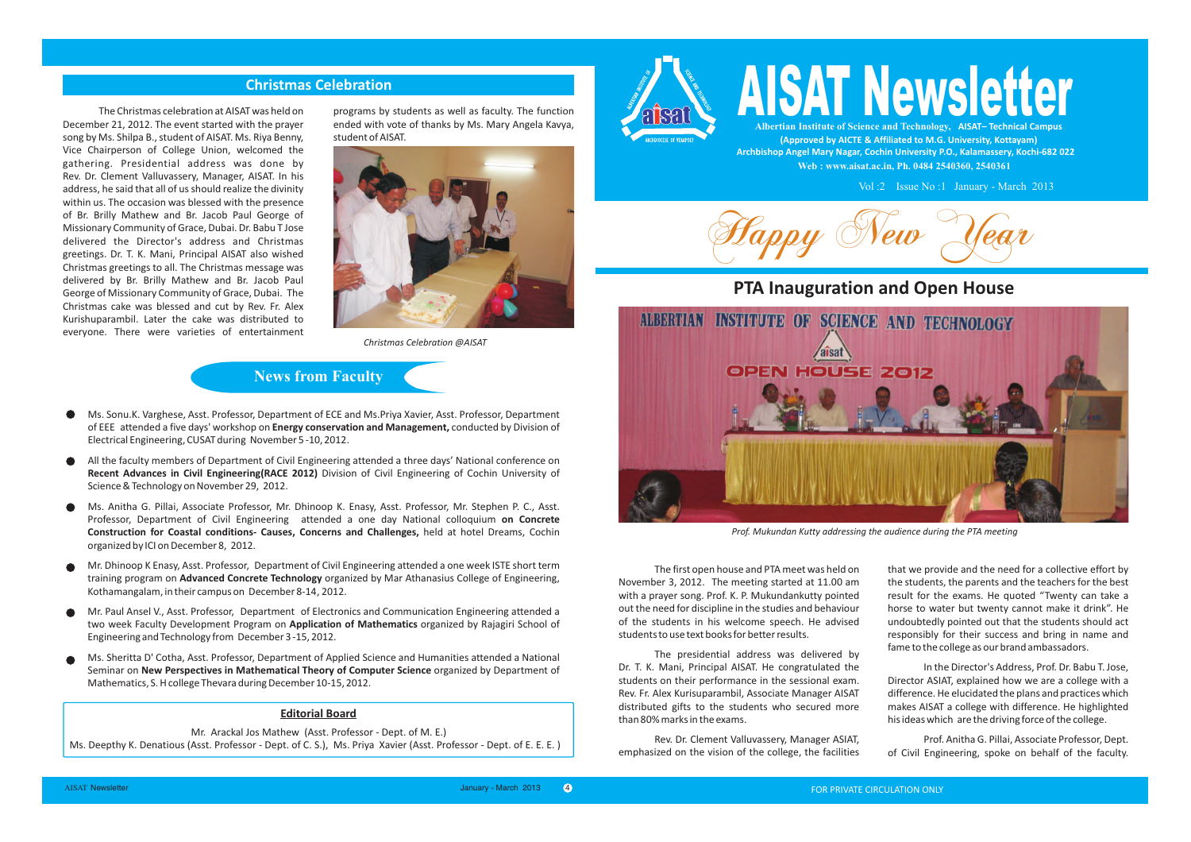# AISAT Newsletter

**Albertian Institute of Science and Technology, AISAT– Technical Campus**
**(Approved by AICTE & Affiliated to M.G. University, Kottayam)**
**Archbishop Angel Mary Nagar, Cochin University P.O., Kalamassery, Kochi-682 022**
**Web : www.aisat.ac.in, Ph. 0484 2540360, 2540361**

Vol :2 Issue No :1 January - March 2013

*Happy New Year*

## PTA Inauguration and Open House

*Prof. Mukundan Kutty addressing the audience during the PTA meeting*

The first open house and PTA meet was held on November 3, 2012. The meeting started at 11.00 am with a prayer song. Prof. K. P. Mukundankutty pointed out the need for discipline in the studies and behaviour of the students in his welcome speech. He advised students to use text books for better results.

The presidential address was delivered by Dr. T. K. Mani, Principal AISAT. He congratulated the students on their performance in the sessional exam. Rev. Fr. Alex Kurisuparambil, Associate Manager AISAT distributed gifts to the students who secured more than 80% marks in the exams.

Rev. Dr. Clement Valluvassery, Manager ASIAT, emphasized on the vision of the college, the facilities that we provide and the need for a collective effort by the students, the parents and the teachers for the best result for the exams. He quoted "Twenty can take a horse to water but twenty cannot make it drink". He undoubtedly pointed out that the students should act responsibly for their success and bring in name and fame to the college as our brand ambassadors.

In the Director's Address, Prof. Dr. Babu T. Jose, Director ASIAT, explained how we are a college with a difference. He elucidated the plans and practices which makes AISAT a college with difference. He highlighted his ideas which are the driving force of the college.

Prof. Anitha G. Pillai, Associate Professor, Dept. of Civil Engineering, spoke on behalf of the faculty.

## Christmas Celebration

The Christmas celebration at AISAT was held on December 21, 2012. The event started with the prayer song by Ms. Shilpa B., student of AISAT. Ms. Riya Benny, Vice Chairperson of College Union, welcomed the gathering. Presidential address was done by Rev. Dr. Clement Valluvassery, Manager, AISAT. In his address, he said that all of us should realize the divinity within us. The occasion was blessed with the presence of Br. Brilly Mathew and Br. Jacob Paul George of Missionary Community of Grace, Dubai. Dr. Babu T Jose delivered the Director's address and Christmas greetings. Dr. T. K. Mani, Principal AISAT also wished Christmas greetings to all. The Christmas message was delivered by Br. Brilly Mathew and Br. Jacob Paul George of Missionary Community of Grace, Dubai. The Christmas cake was blessed and cut by Rev. Fr. Alex Kurishuparambil. Later the cake was distributed to everyone. There were varieties of entertainment programs by students as well as faculty. The function ended with vote of thanks by Ms. Mary Angela Kavya, student of AISAT.

*Christmas Celebration @AISAT*

## News from Faculty

- Ms. Sonu.K. Varghese, Asst. Professor, Department of ECE and Ms.Priya Xavier, Asst. Professor, Department of EEE attended a five days' workshop on **Energy conservation and Management,** conducted by Division of Electrical Engineering, CUSAT during November 5 -10, 2012.
- All the faculty members of Department of Civil Engineering attended a three days' National conference on **Recent Advances in Civil Engineering(RACE 2012)** Division of Civil Engineering of Cochin University of Science & Technology on November 29, 2012.
- Ms. Anitha G. Pillai, Associate Professor, Mr. Dhinoop K. Enasy, Asst. Professor, Mr. Stephen P. C., Asst. Professor, Department of Civil Engineering attended a one day National colloquium **on Concrete Construction for Coastal conditions- Causes, Concerns and Challenges,** held at hotel Dreams, Cochin organized by ICI on December 8, 2012.
- Mr. Dhinoop K Enasy, Asst. Professor, Department of Civil Engineering attended a one week ISTE short term training program on **Advanced Concrete Technology** organized by Mar Athanasius College of Engineering, Kothamangalam, in their campus on December 8-14, 2012.
- Mr. Paul Ansel V., Asst. Professor, Department of Electronics and Communication Engineering attended a two week Faculty Development Program on **Application of Mathematics** organized by Rajagiri School of Engineering and Technology from December 3 -15, 2012.
- Ms. Sheritta D' Cotha, Asst. Professor, Department of Applied Science and Humanities attended a National Seminar on **New Perspectives in Mathematical Theory of Computer Science** organized by Department of Mathematics, S. H college Thevara during December 10-15, 2012.

### Editorial Board

Mr. Arackal Jos Mathew (Asst. Professor - Dept. of M. E.)
Ms. Deepthy K. Denatious (Asst. Professor - Dept. of C. S.), Ms. Priya Xavier (Asst. Professor - Dept. of E. E. E. )

FOR PRIVATE CIRCULATION ONLY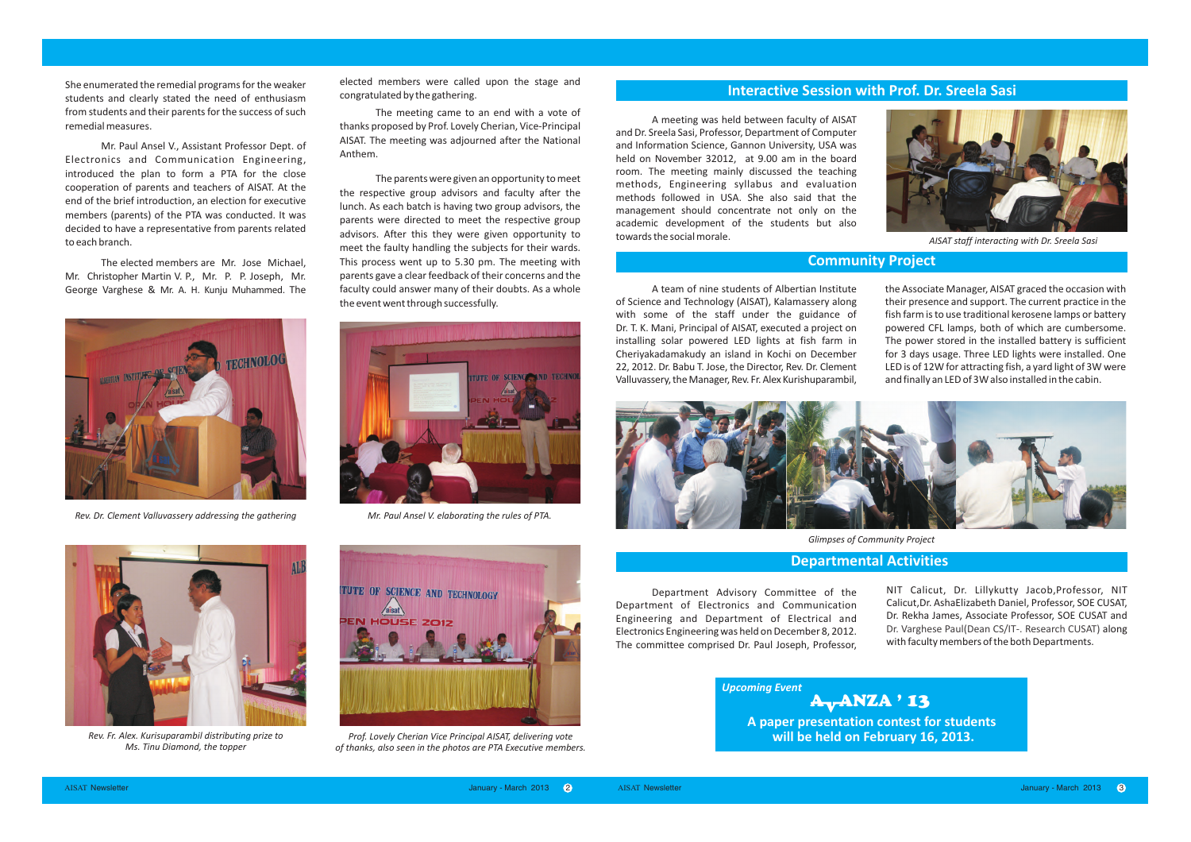She enumerated the remedial programs for the weaker students and clearly stated the need of enthusiasm from students and their parents for the success of such remedial measures.

Mr. Paul Ansel V., Assistant Professor Dept. of Electronics and Communication Engineering, introduced the plan to form a PTA for the close cooperation of parents and teachers of AISAT. At the end of the brief introduction, an election for executive members (parents) of the PTA was conducted. It was decided to have a representative from parents related to each branch.

The elected members are Mr. Jose Michael, Mr. Christopher Martin V. P., Mr. P. P. Joseph, Mr. George Varghese & Mr. A. H. Kunju Muhammed. The elected members were called upon the stage and congratulated by the gathering.

The meeting came to an end with a vote of thanks proposed by Prof. Lovely Cherian, Vice-Principal AISAT. The meeting was adjourned after the National Anthem.

The parents were given an opportunity to meet the respective group advisors and faculty after the lunch. As each batch is having two group advisors, the parents were directed to meet the respective group advisors. After this they were given opportunity to meet the faulty handling the subjects for their wards. This process went up to 5.30 pm. The meeting with parents gave a clear feedback of their concerns and the faculty could answer many of their doubts. As a whole the event went through successfully.

*Rev. Dr. Clement Valluvassery addressing the gathering*

*Mr. Paul Ansel V. elaborating the rules of PTA.*

*Rev. Fr. Alex. Kurisuparambil distributing prize to Ms. Tinu Diamond, the topper*

*Prof. Lovely Cherian Vice Principal AISAT, delivering vote of thanks, also seen in the photos are PTA Executive members.*

## Interactive Session with Prof. Dr. Sreela Sasi

A meeting was held between faculty of AISAT and Dr. Sreela Sasi, Professor, Department of Computer and Information Science, Gannon University, USA was held on November 32012, at 9.00 am in the board room. The meeting mainly discussed the teaching methods, Engineering syllabus and evaluation methods followed in USA. She also said that the management should concentrate not only on the academic development of the students but also towards the social morale.

*AISAT staff interacting with Dr. Sreela Sasi*

## Community Project

A team of nine students of Albertian Institute of Science and Technology (AISAT), Kalamassery along with some of the staff under the guidance of Dr. T. K. Mani, Principal of AISAT, executed a project on installing solar powered LED lights at fish farm in Cheriyakadamakudy an island in Kochi on December 22, 2012. Dr. Babu T. Jose, the Director, Rev. Dr. Clement Valluvassery, the Manager, Rev. Fr. Alex Kurishuparambil, the Associate Manager, AISAT graced the occasion with their presence and support. The current practice in the fish farm is to use traditional kerosene lamps or battery powered CFL lamps, both of which are cumbersome. The power stored in the installed battery is sufficient for 3 days usage. Three LED lights were installed. One LED is of 12W for attracting fish, a yard light of 3W were and finally an LED of 3W also installed in the cabin.

*Glimpses of Community Project*

## Departmental Activities

Department Advisory Committee of the Department of Electronics and Communication Engineering and Department of Electrical and Electronics Engineering was held on December 8, 2012. The committee comprised Dr. Paul Joseph, Professor, NIT Calicut, Dr. Lillykutty Jacob,Professor, NIT Calicut,Dr. AshaElizabeth Daniel, Professor, SOE CUSAT, Dr. Rekha James, Associate Professor, SOE CUSAT and Dr. Varghese Paul(Dean CS/IT-. Research CUSAT) along with faculty members of the both Departments.

*Upcoming Event*

**AVANZA ' 13**

**A paper presentation contest for students will be held on February 16, 2013.**